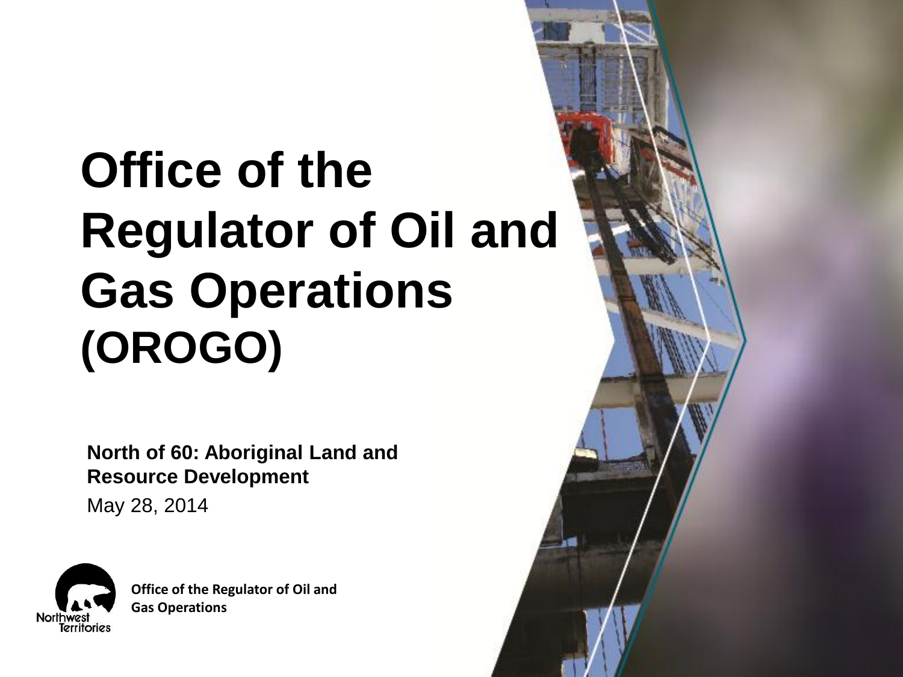# Office of the Regulator of Oil and Gas Operations (OROGO)

**North of 60: Aboriginal Land and Resource Development**

May 28, 2014

Northwest Territories

**Office of the Regulator of Oil and Gas Operations**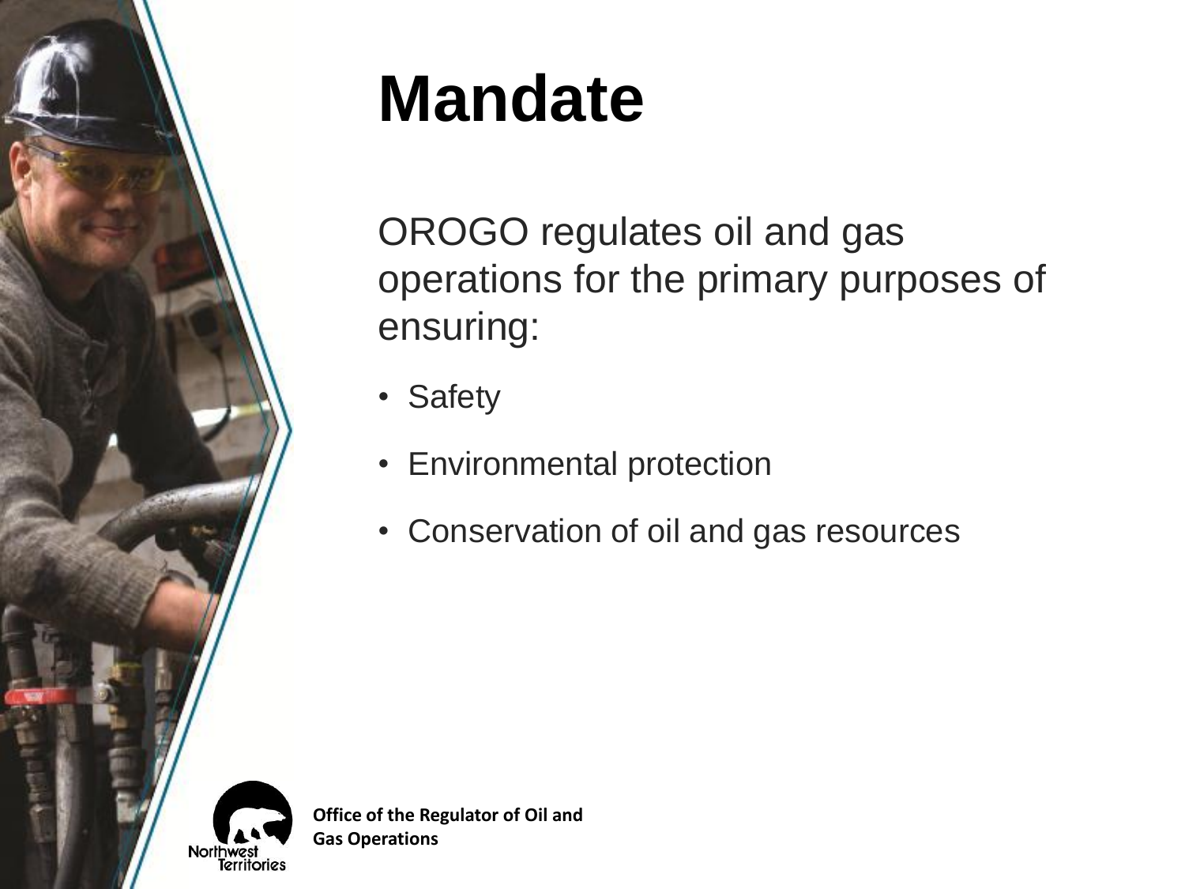# Mandate

OROGO regulates oil and gas operations for the primary purposes of ensuring:

- Safety
- Environmental protection
- Conservation of oil and gas resources

**Office of the Regulator of Oil and Gas Operations**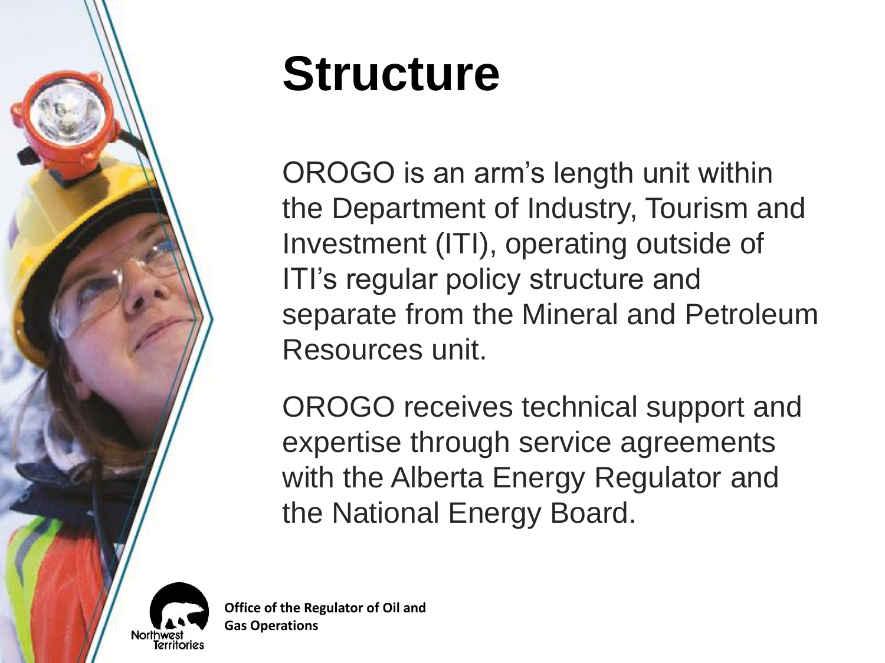# Structure

OROGO is an arm's length unit within the Department of Industry, Tourism and Investment (ITI), operating outside of ITI's regular policy structure and separate from the Mineral and Petroleum Resources unit.

OROGO receives technical support and expertise through service agreements with the Alberta Energy Regulator and the National Energy Board.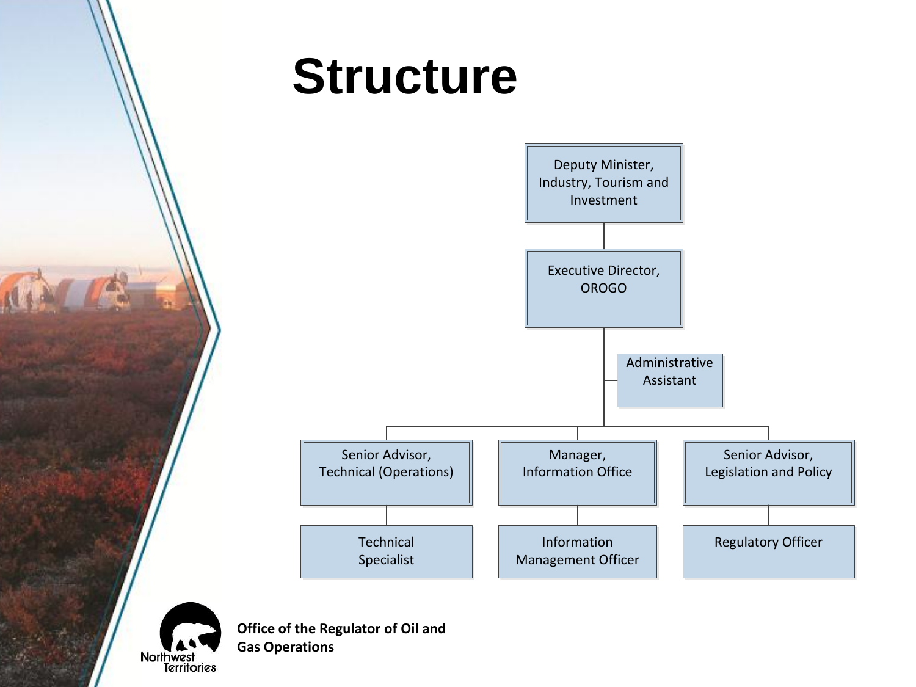# Structure

- Deputy Minister, Industry, Tourism and Investment
  - Executive Director, OROGO
    - Administrative Assistant
    - Senior Advisor, Technical (Operations)
      - Technical Specialist
    - Manager, Information Office
      - Information Management Officer
    - Senior Advisor, Legislation and Policy
      - Regulatory Officer

**Office of the Regulator of Oil and Gas Operations**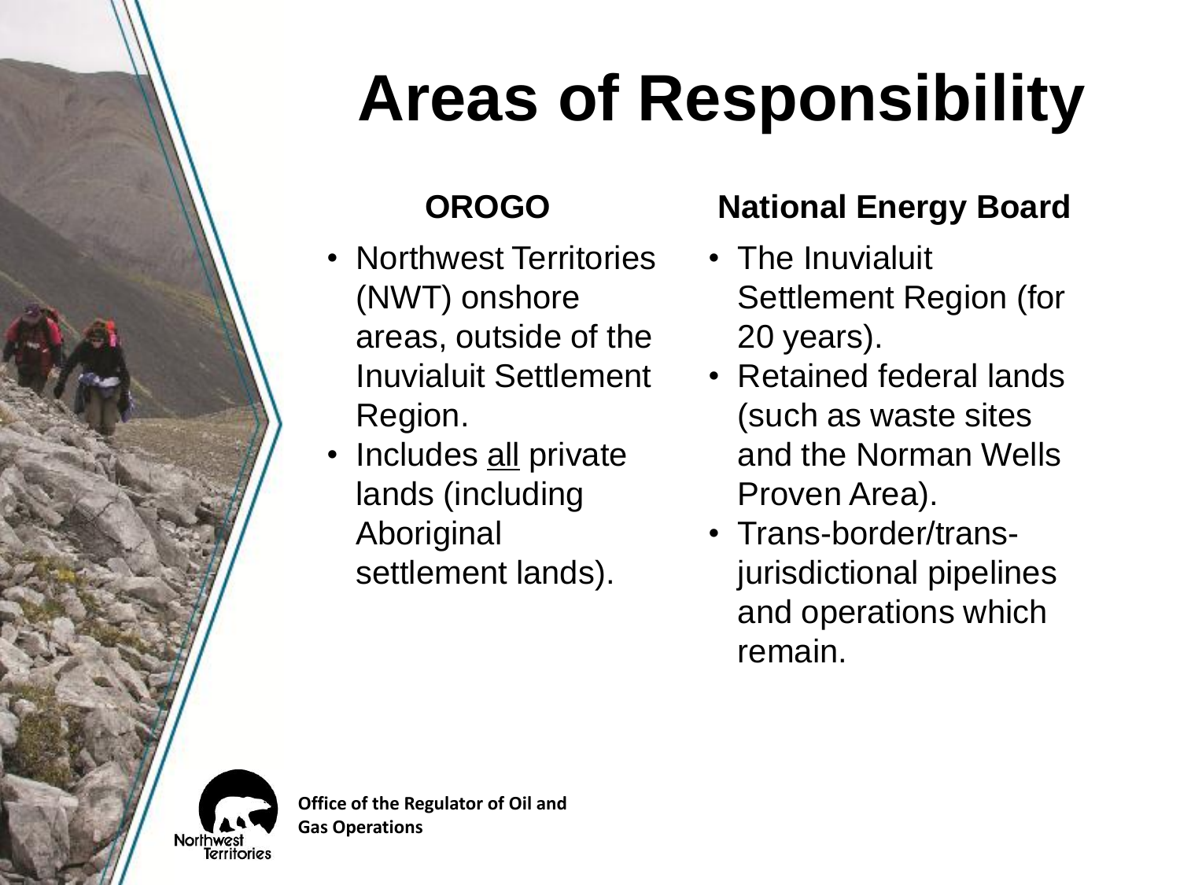# Areas of Responsibility

**OROGO**

- Northwest Territories (NWT) onshore areas, outside of the Inuvialuit Settlement Region.
- Includes <u>all</u> private lands (including Aboriginal settlement lands).

**National Energy Board**

- The Inuvialuit Settlement Region (for 20 years).
- Retained federal lands (such as waste sites and the Norman Wells Proven Area).
- Trans-border/trans-jurisdictional pipelines and operations which remain.

**Office of the Regulator of Oil and Gas Operations**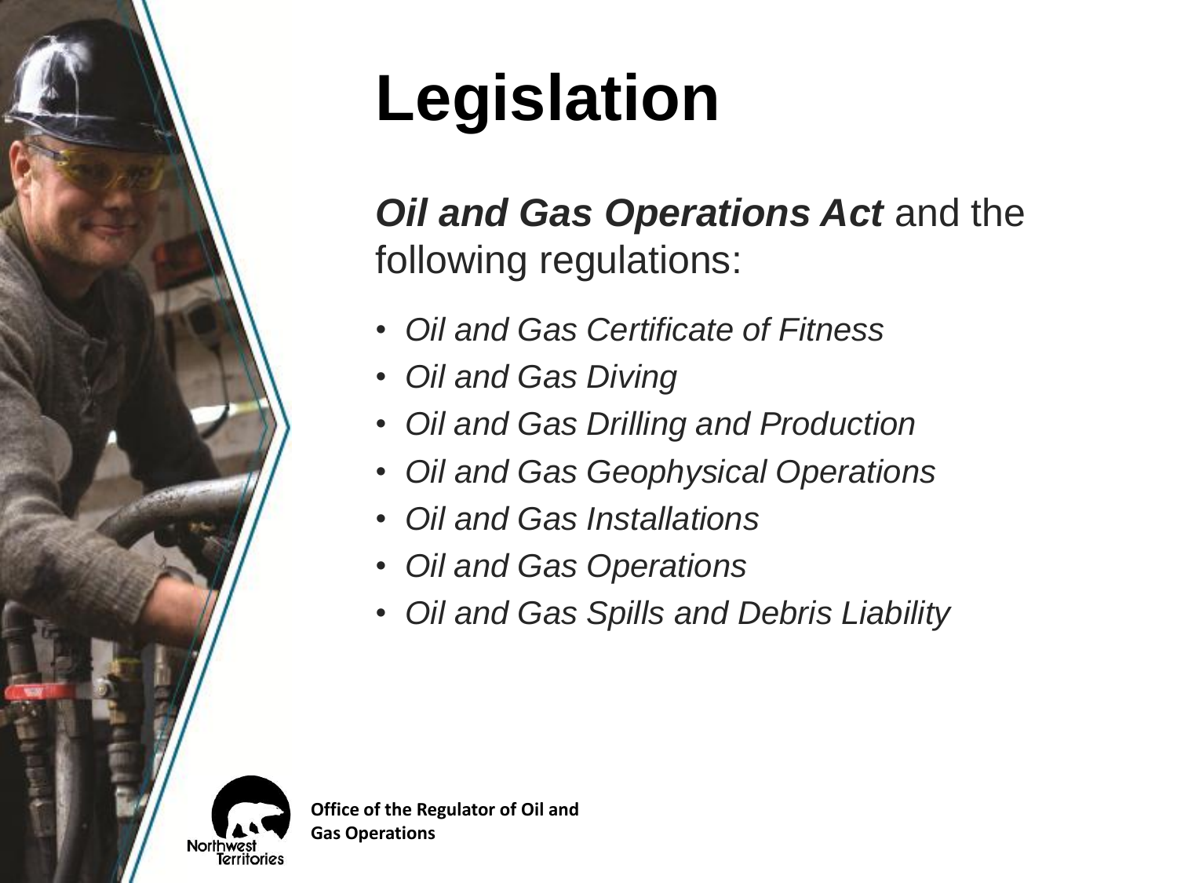# Legislation

***Oil and Gas Operations Act*** and the following regulations:

- *Oil and Gas Certificate of Fitness*
- *Oil and Gas Diving*
- *Oil and Gas Drilling and Production*
- *Oil and Gas Geophysical Operations*
- *Oil and Gas Installations*
- *Oil and Gas Operations*
- *Oil and Gas Spills and Debris Liability*

**Office of the Regulator of Oil and Gas Operations**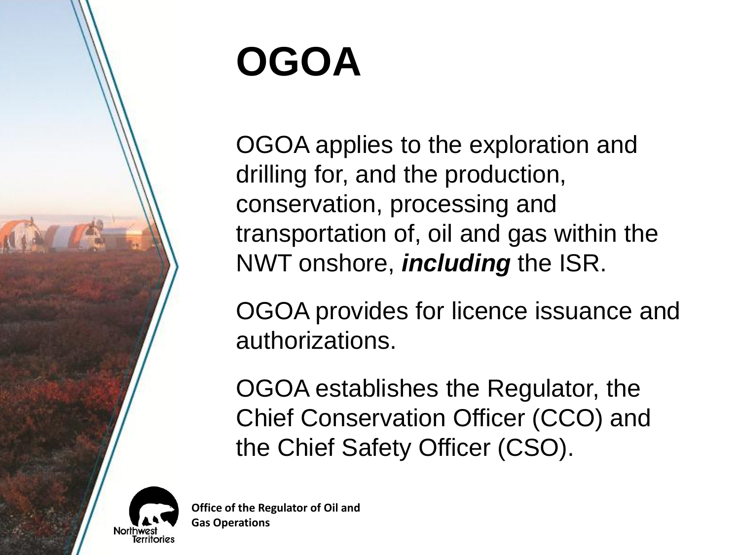# OGOA

OGOA applies to the exploration and drilling for, and the production, conservation, processing and transportation of, oil and gas within the NWT onshore, ***including*** the ISR.

OGOA provides for licence issuance and authorizations.

OGOA establishes the Regulator, the Chief Conservation Officer (CCO) and the Chief Safety Officer (CSO).

**Office of the Regulator of Oil and Gas Operations**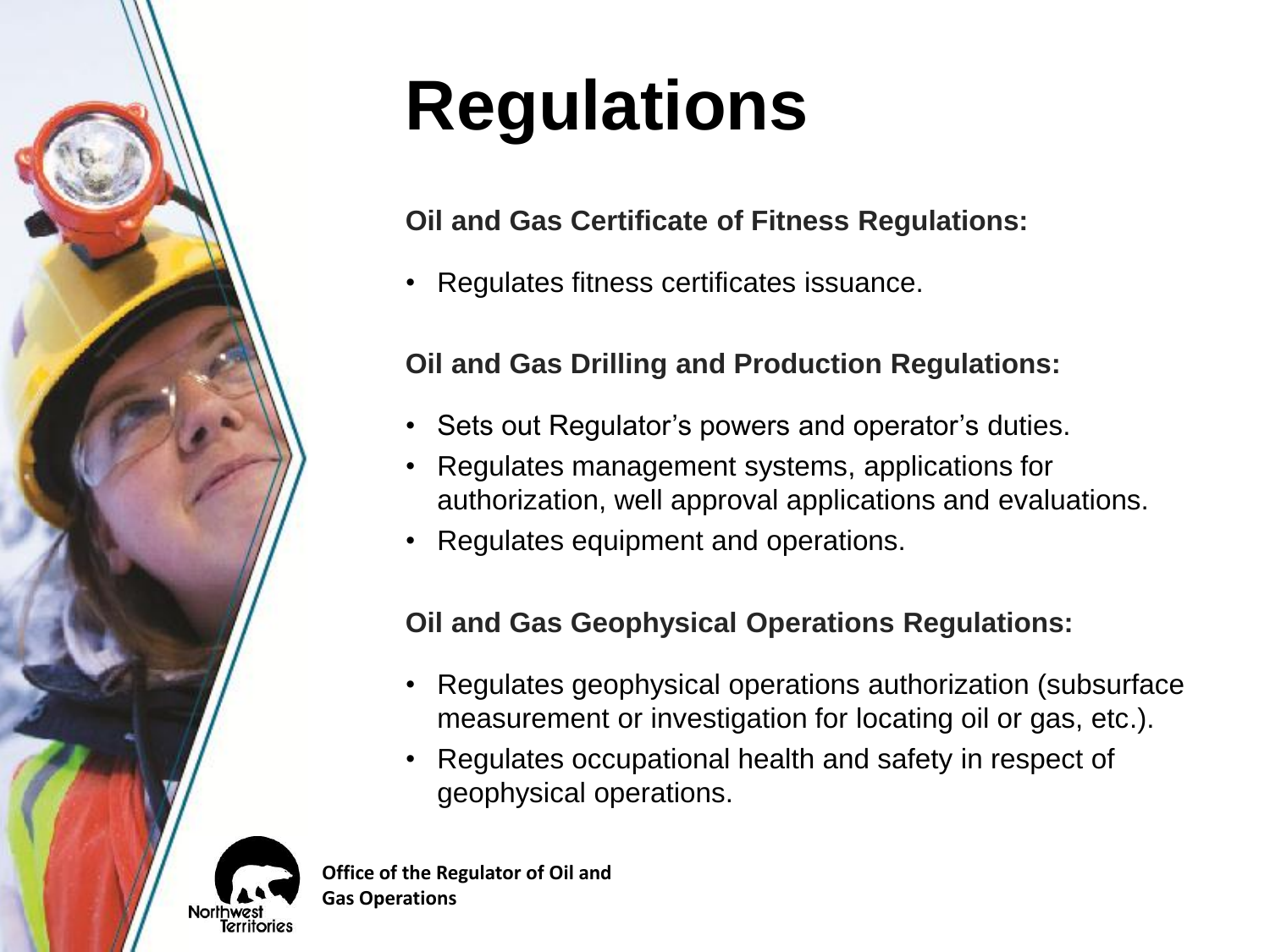# Regulations

**Oil and Gas Certificate of Fitness Regulations:**

- Regulates fitness certificates issuance.

**Oil and Gas Drilling and Production Regulations:**

- Sets out Regulator's powers and operator's duties.
- Regulates management systems, applications for authorization, well approval applications and evaluations.
- Regulates equipment and operations.

**Oil and Gas Geophysical Operations Regulations:**

- Regulates geophysical operations authorization (subsurface measurement or investigation for locating oil or gas, etc.).
- Regulates occupational health and safety in respect of geophysical operations.

**Office of the Regulator of Oil and Gas Operations**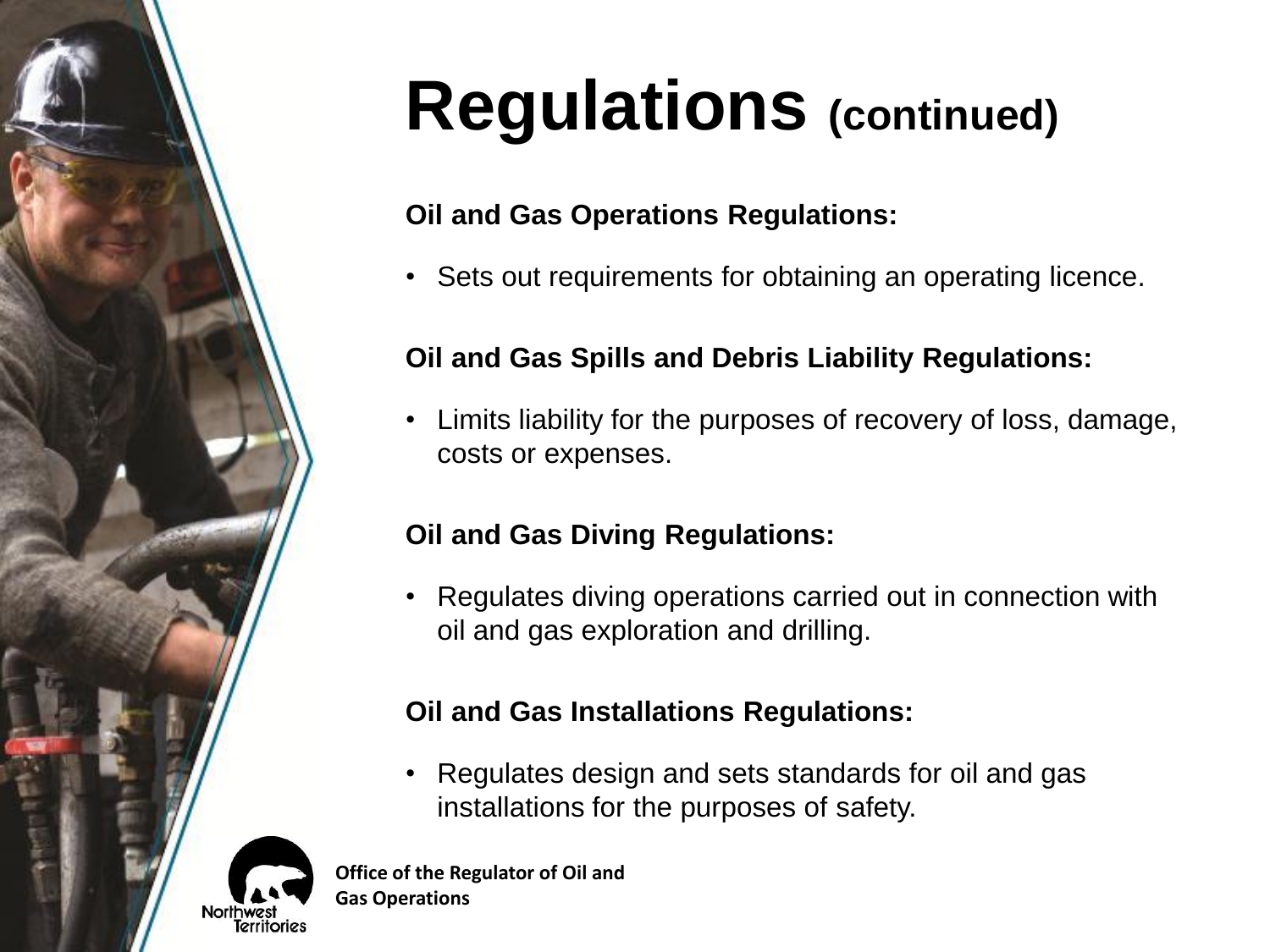# Regulations (continued)

**Oil and Gas Operations Regulations:**

- Sets out requirements for obtaining an operating licence.

**Oil and Gas Spills and Debris Liability Regulations:**

- Limits liability for the purposes of recovery of loss, damage, costs or expenses.

**Oil and Gas Diving Regulations:**

- Regulates diving operations carried out in connection with oil and gas exploration and drilling.

**Oil and Gas Installations Regulations:**

- Regulates design and sets standards for oil and gas installations for the purposes of safety.

**Office of the Regulator of Oil and Gas Operations**

Northwest Territories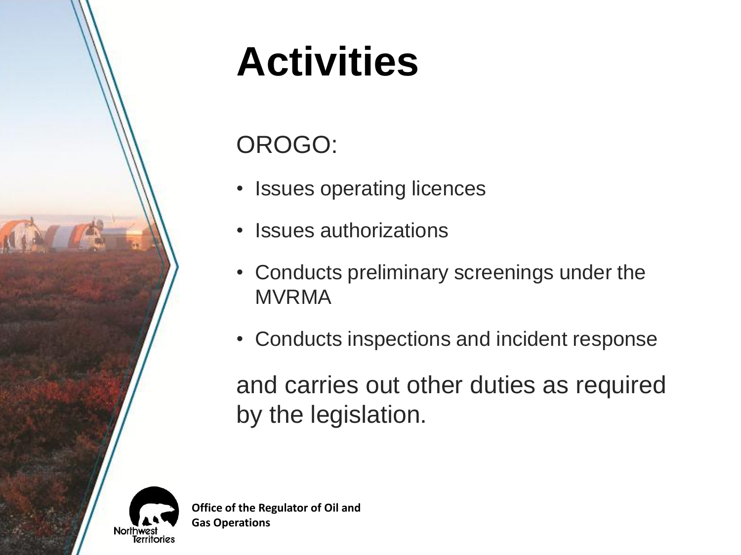# Activities

OROGO:

- Issues operating licences
- Issues authorizations
- Conducts preliminary screenings under the MVRMA
- Conducts inspections and incident response

and carries out other duties as required by the legislation.

**Office of the Regulator of Oil and Gas Operations**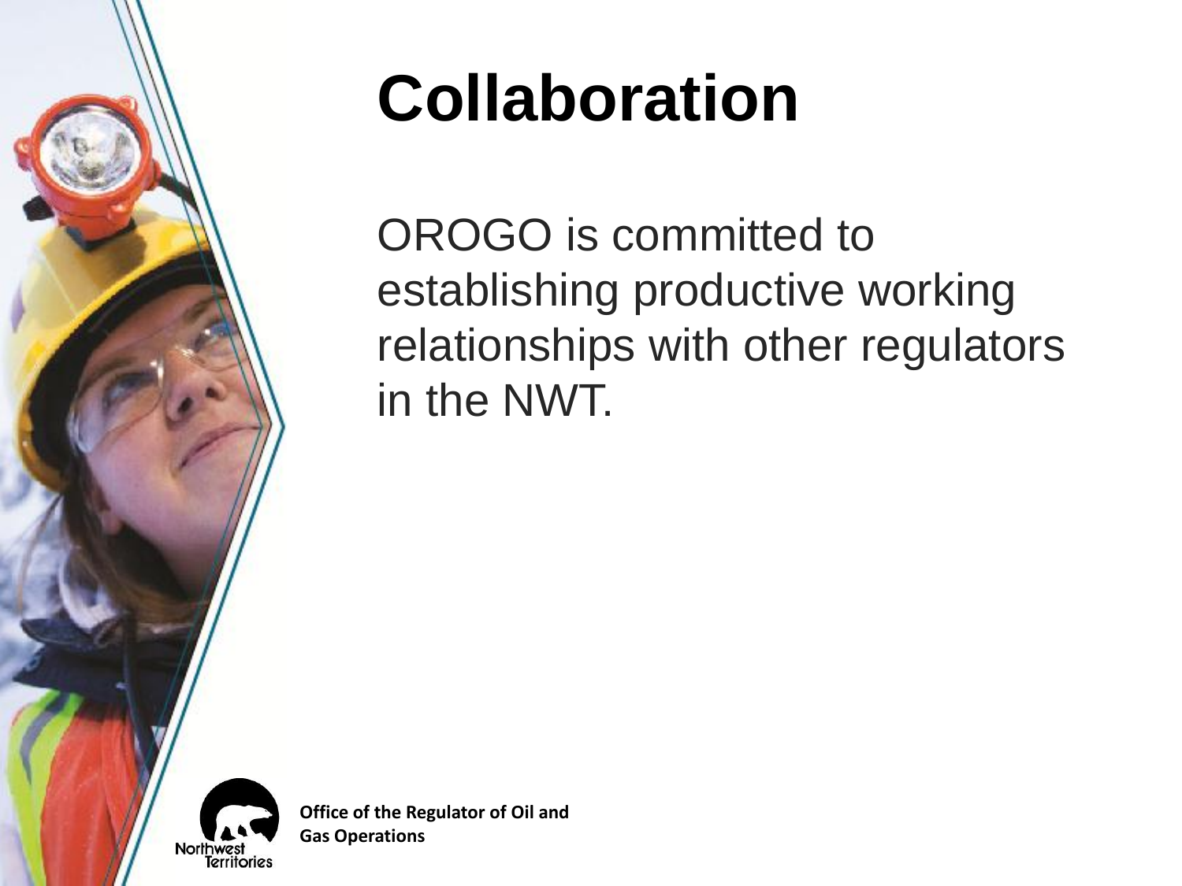# Collaboration

OROGO is committed to establishing productive working relationships with other regulators in the NWT.

**Office of the Regulator of Oil and Gas Operations**